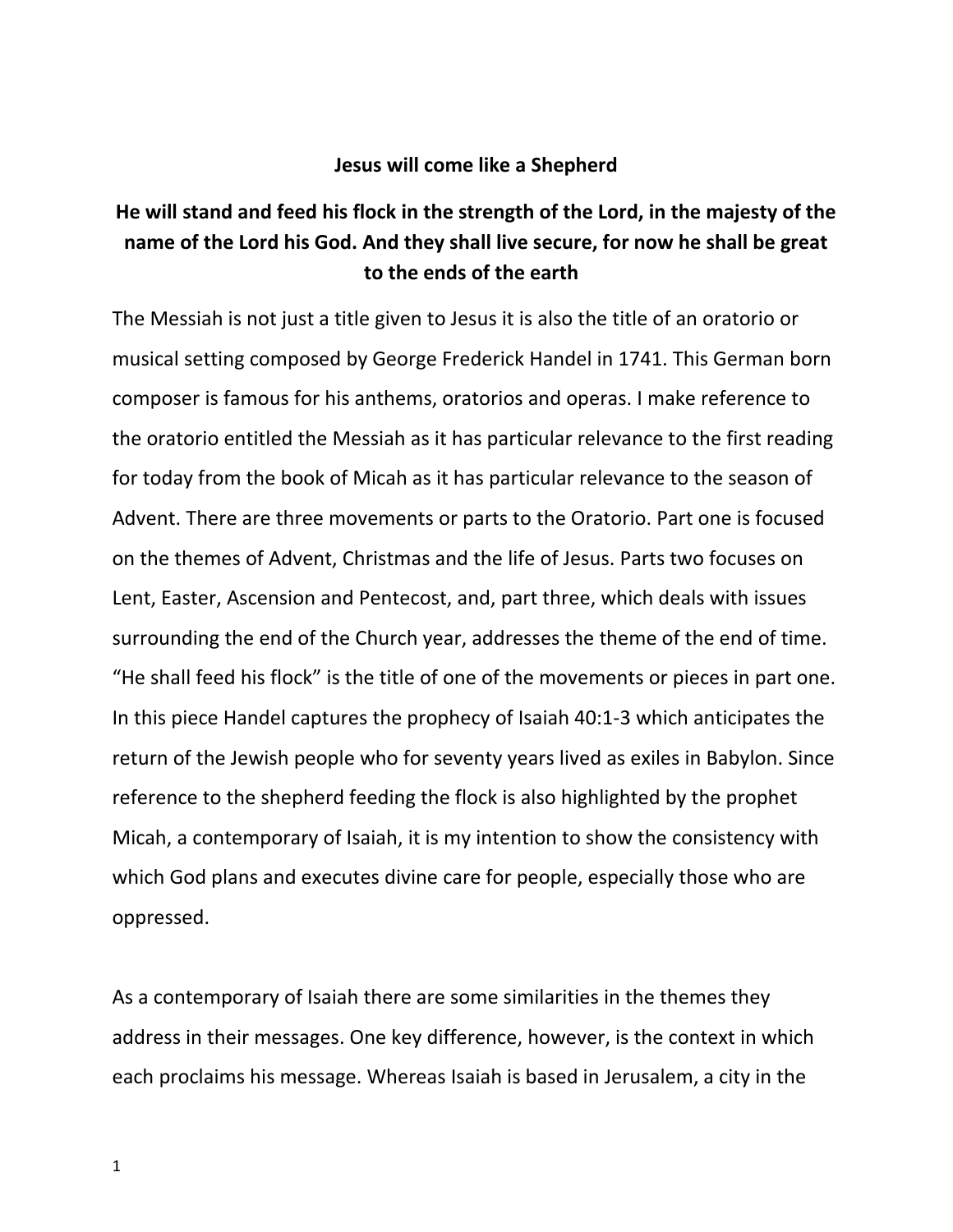# Jesus will come like a Shepherd

## He will stand and feed his flock in the strength of the Lord, in the majesty of the name of the Lord his God. And they shall live secure, for now he shall be great to the ends of the earth

The Messiah is not just a title given to Jesus it is also the title of an oratorio or musical setting composed by George Frederick Handel in 1741. This German born composer is famous for his anthems, oratorios and operas. I make reference to the oratorio entitled the Messiah as it has particular relevance to the first reading for today from the book of Micah as it has particular relevance to the season of Advent. There are three movements or parts to the Oratorio. Part one is focused on the themes of Advent, Christmas and the life of Jesus. Parts two focuses on Lent, Easter, Ascension and Pentecost, and, part three, which deals with issues surrounding the end of the Church year, addresses the theme of the end of time. "He shall feed his flock" is the title of one of the movements or pieces in part one. In this piece Handel captures the prophecy of Isaiah 40:1-3 which anticipates the return of the Jewish people who for seventy years lived as exiles in Babylon. Since reference to the shepherd feeding the flock is also highlighted by the prophet Micah, a contemporary of Isaiah, it is my intention to show the consistency with which God plans and executes divine care for people, especially those who are oppressed.

As a contemporary of Isaiah there are some similarities in the themes they address in their messages. One key difference, however, is the context in which each proclaims his message. Whereas Isaiah is based in Jerusalem, a city in the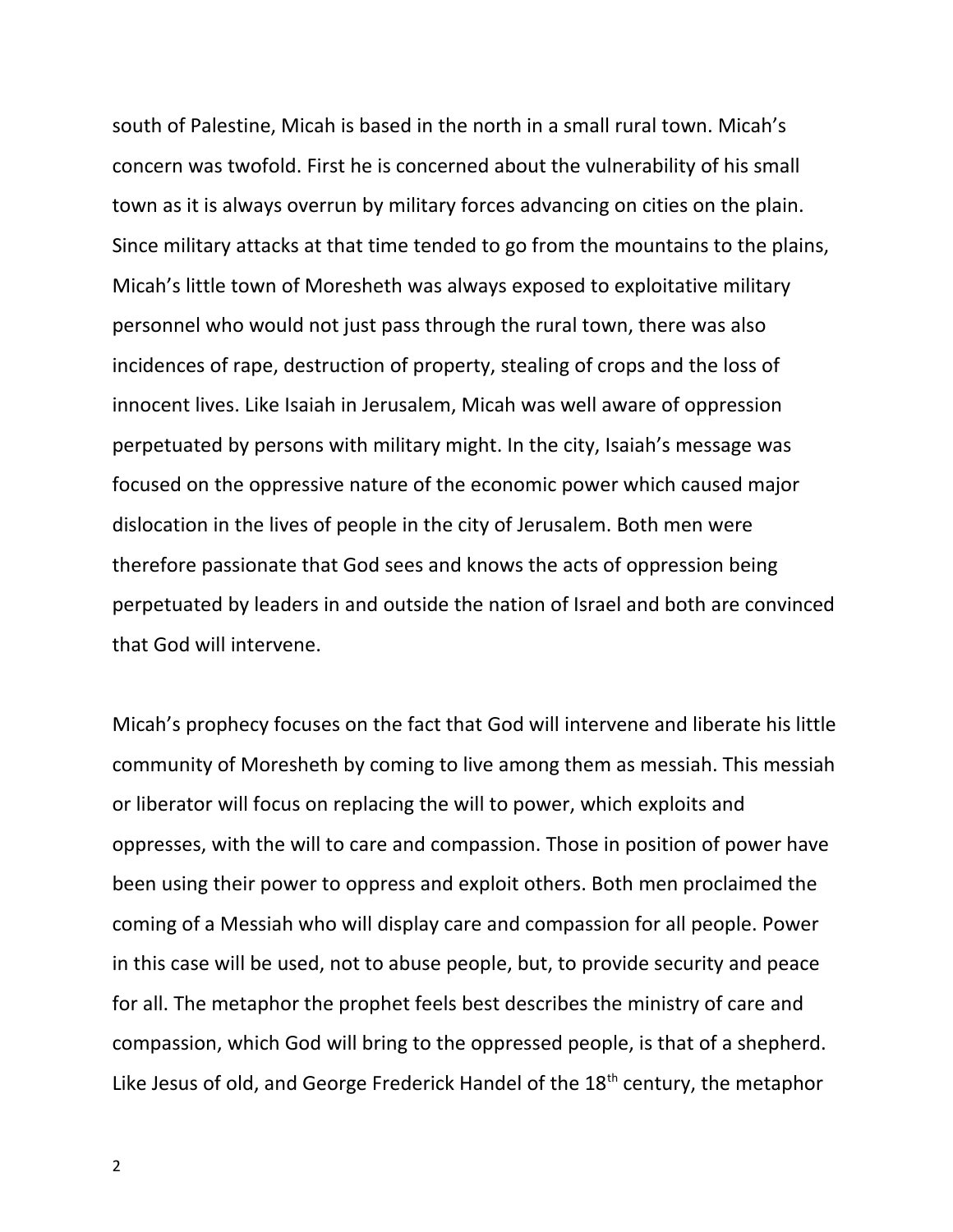south of Palestine, Micah is based in the north in a small rural town. Micah's concern was twofold. First he is concerned about the vulnerability of his small town as it is always overrun by military forces advancing on cities on the plain. Since military attacks at that time tended to go from the mountains to the plains, Micah's little town of Moresheth was always exposed to exploitative military personnel who would not just pass through the rural town, there was also incidences of rape, destruction of property, stealing of crops and the loss of innocent lives. Like Isaiah in Jerusalem, Micah was well aware of oppression perpetuated by persons with military might. In the city, Isaiah's message was focused on the oppressive nature of the economic power which caused major dislocation in the lives of people in the city of Jerusalem. Both men were therefore passionate that God sees and knows the acts of oppression being perpetuated by leaders in and outside the nation of Israel and both are convinced that God will intervene.

Micah's prophecy focuses on the fact that God will intervene and liberate his little community of Moresheth by coming to live among them as messiah. This messiah or liberator will focus on replacing the will to power, which exploits and oppresses, with the will to care and compassion. Those in position of power have been using their power to oppress and exploit others. Both men proclaimed the coming of a Messiah who will display care and compassion for all people. Power in this case will be used, not to abuse people, but, to provide security and peace for all. The metaphor the prophet feels best describes the ministry of care and compassion, which God will bring to the oppressed people, is that of a shepherd. Like Jesus of old, and George Frederick Handel of the 18th century, the metaphor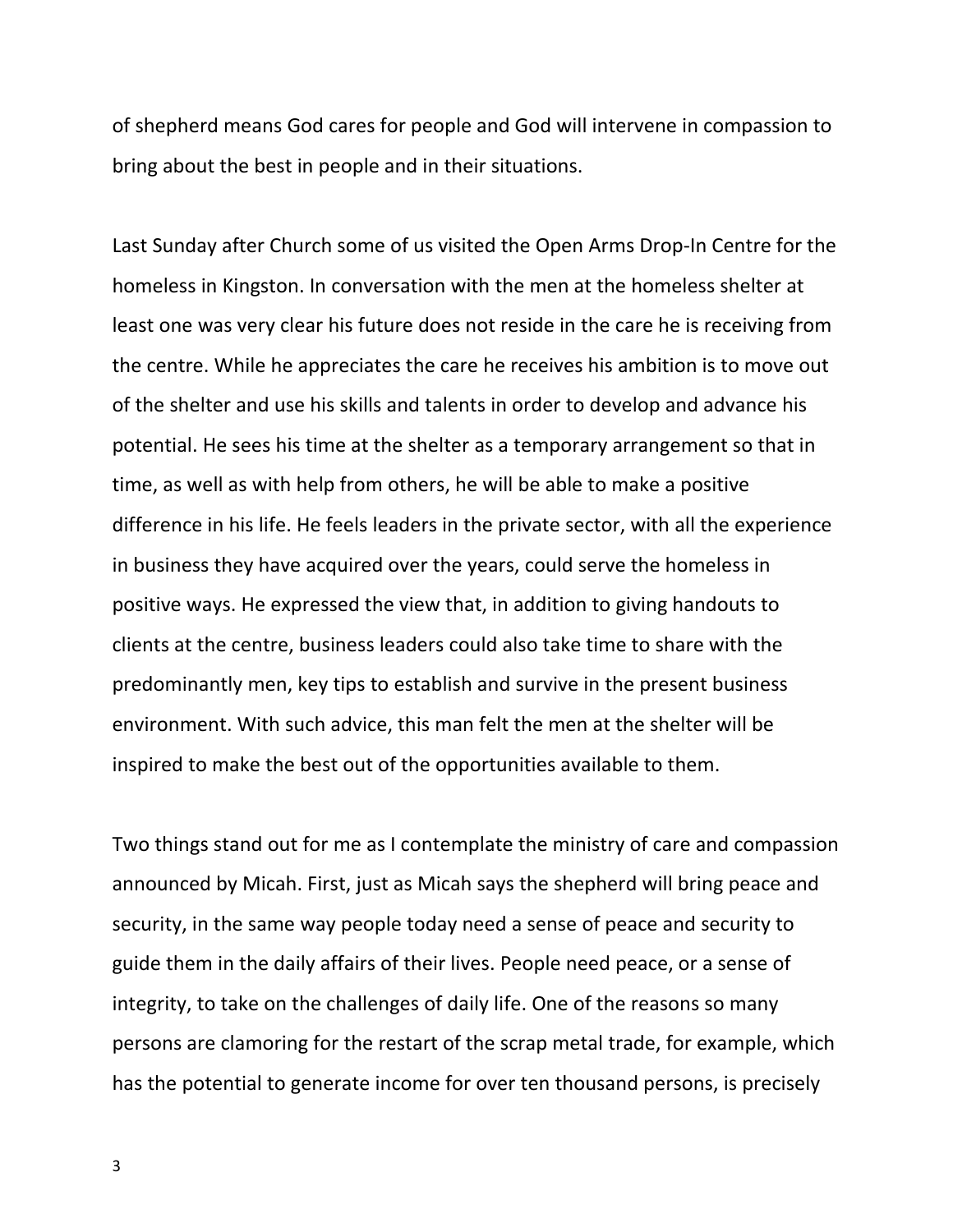of shepherd means God cares for people and God will intervene in compassion to bring about the best in people and in their situations.

Last Sunday after Church some of us visited the Open Arms Drop-In Centre for the homeless in Kingston. In conversation with the men at the homeless shelter at least one was very clear his future does not reside in the care he is receiving from the centre. While he appreciates the care he receives his ambition is to move out of the shelter and use his skills and talents in order to develop and advance his potential. He sees his time at the shelter as a temporary arrangement so that in time, as well as with help from others, he will be able to make a positive difference in his life. He feels leaders in the private sector, with all the experience in business they have acquired over the years, could serve the homeless in positive ways. He expressed the view that, in addition to giving handouts to clients at the centre, business leaders could also take time to share with the predominantly men, key tips to establish and survive in the present business environment. With such advice, this man felt the men at the shelter will be inspired to make the best out of the opportunities available to them.

Two things stand out for me as I contemplate the ministry of care and compassion announced by Micah. First, just as Micah says the shepherd will bring peace and security, in the same way people today need a sense of peace and security to guide them in the daily affairs of their lives. People need peace, or a sense of integrity, to take on the challenges of daily life. One of the reasons so many persons are clamoring for the restart of the scrap metal trade, for example, which has the potential to generate income for over ten thousand persons, is precisely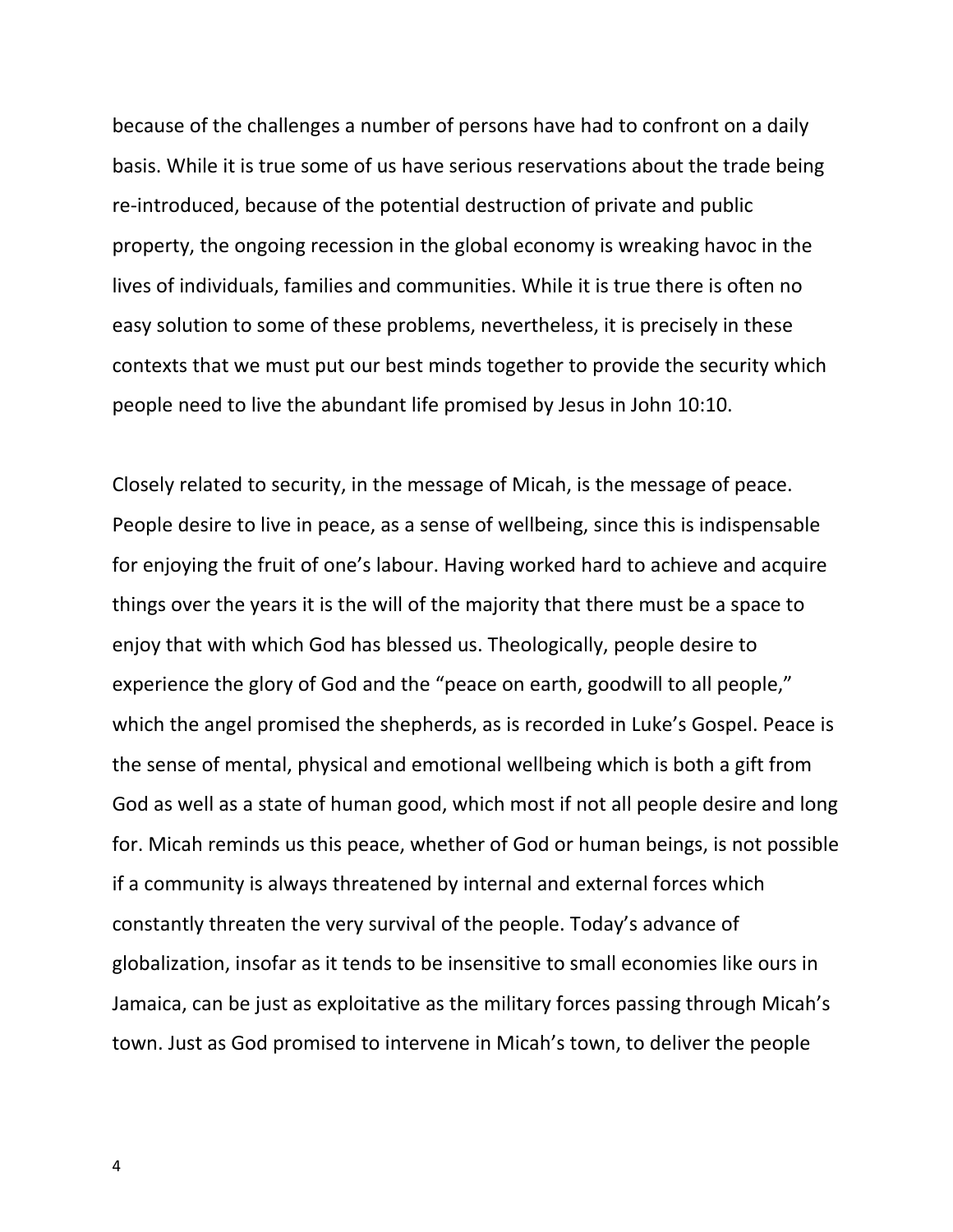because of the challenges a number of persons have had to confront on a daily basis. While it is true some of us have serious reservations about the trade being re-introduced, because of the potential destruction of private and public property, the ongoing recession in the global economy is wreaking havoc in the lives of individuals, families and communities. While it is true there is often no easy solution to some of these problems, nevertheless, it is precisely in these contexts that we must put our best minds together to provide the security which people need to live the abundant life promised by Jesus in John 10:10.

Closely related to security, in the message of Micah, is the message of peace. People desire to live in peace, as a sense of wellbeing, since this is indispensable for enjoying the fruit of one's labour. Having worked hard to achieve and acquire things over the years it is the will of the majority that there must be a space to enjoy that with which God has blessed us. Theologically, people desire to experience the glory of God and the "peace on earth, goodwill to all people," which the angel promised the shepherds, as is recorded in Luke's Gospel. Peace is the sense of mental, physical and emotional wellbeing which is both a gift from God as well as a state of human good, which most if not all people desire and long for. Micah reminds us this peace, whether of God or human beings, is not possible if a community is always threatened by internal and external forces which constantly threaten the very survival of the people. Today's advance of globalization, insofar as it tends to be insensitive to small economies like ours in Jamaica, can be just as exploitative as the military forces passing through Micah's town. Just as God promised to intervene in Micah's town, to deliver the people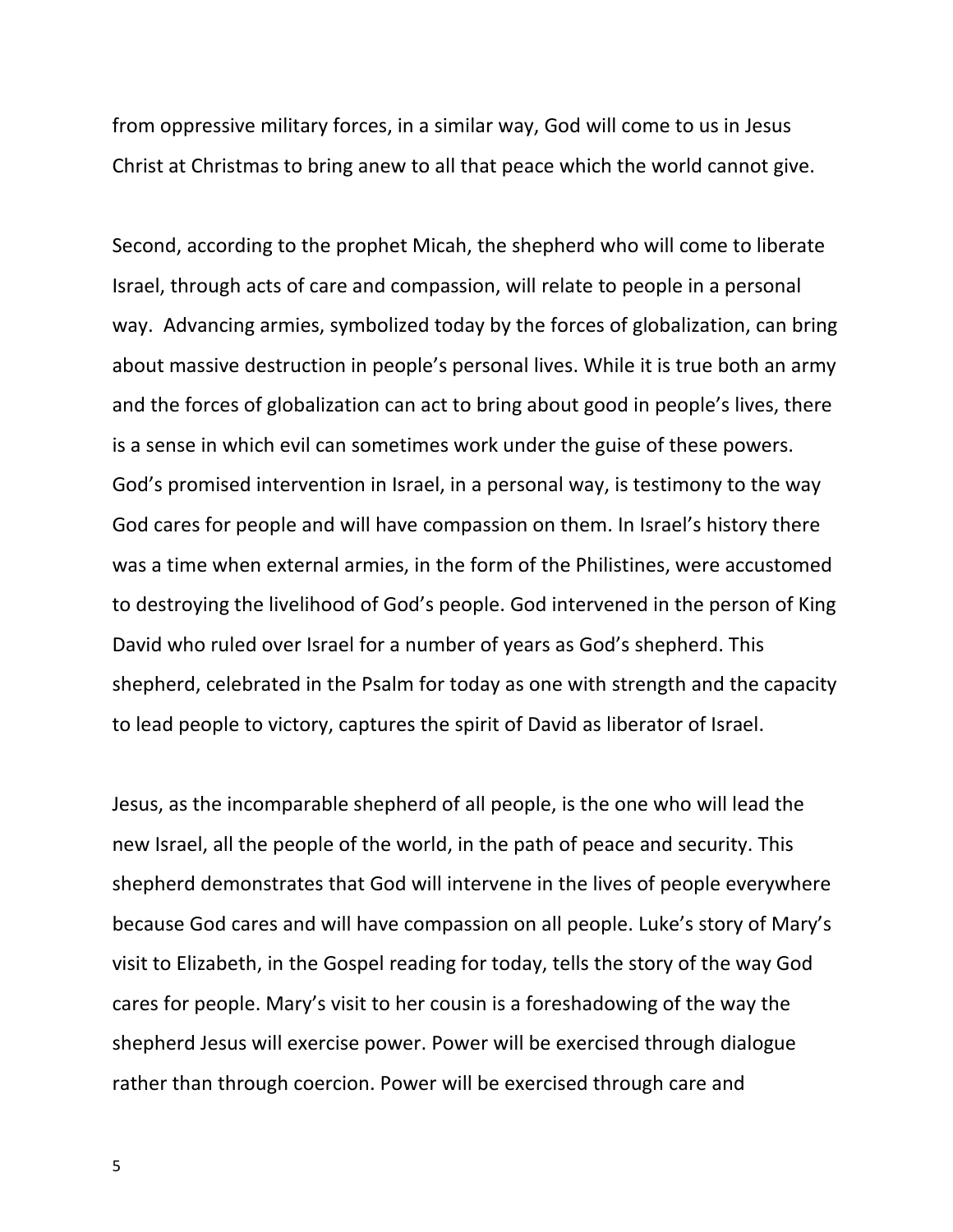from oppressive military forces, in a similar way, God will come to us in Jesus Christ at Christmas to bring anew to all that peace which the world cannot give.

Second, according to the prophet Micah, the shepherd who will come to liberate Israel, through acts of care and compassion, will relate to people in a personal way. Advancing armies, symbolized today by the forces of globalization, can bring about massive destruction in people's personal lives. While it is true both an army and the forces of globalization can act to bring about good in people's lives, there is a sense in which evil can sometimes work under the guise of these powers. God's promised intervention in Israel, in a personal way, is testimony to the way God cares for people and will have compassion on them. In Israel's history there was a time when external armies, in the form of the Philistines, were accustomed to destroying the livelihood of God's people. God intervened in the person of King David who ruled over Israel for a number of years as God's shepherd. This shepherd, celebrated in the Psalm for today as one with strength and the capacity to lead people to victory, captures the spirit of David as liberator of Israel.

Jesus, as the incomparable shepherd of all people, is the one who will lead the new Israel, all the people of the world, in the path of peace and security. This shepherd demonstrates that God will intervene in the lives of people everywhere because God cares and will have compassion on all people. Luke's story of Mary's visit to Elizabeth, in the Gospel reading for today, tells the story of the way God cares for people. Mary's visit to her cousin is a foreshadowing of the way the shepherd Jesus will exercise power. Power will be exercised through dialogue rather than through coercion. Power will be exercised through care and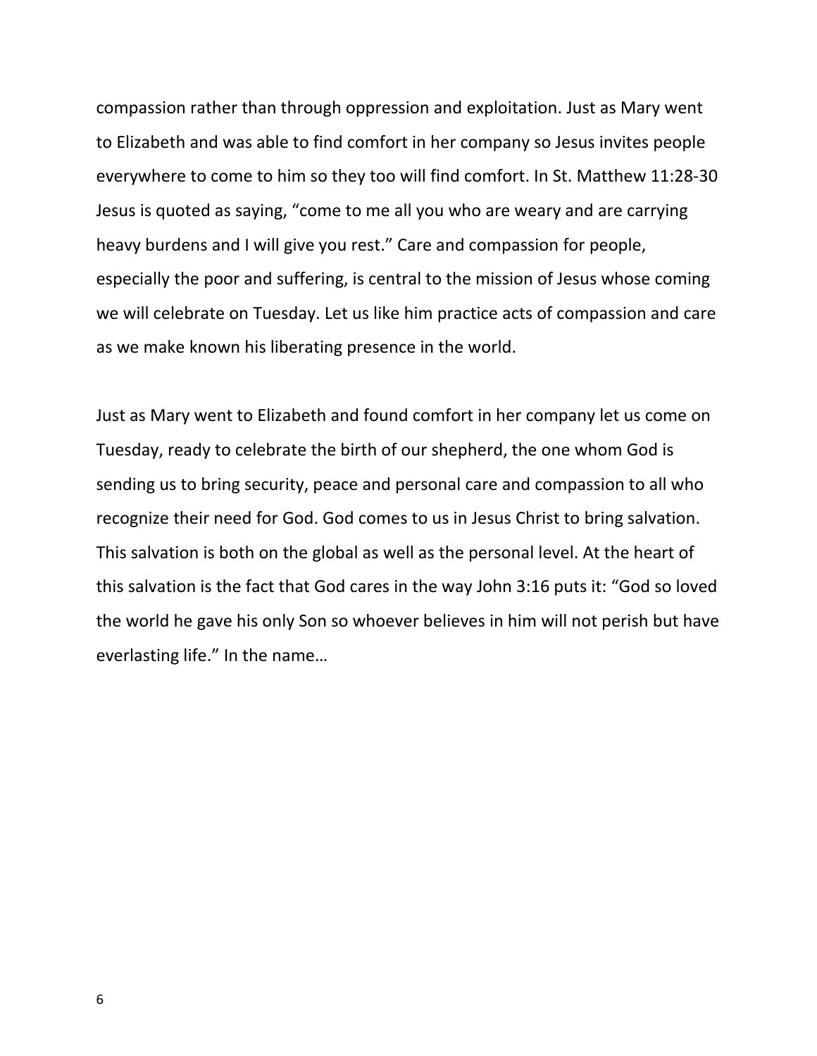compassion rather than through oppression and exploitation. Just as Mary went to Elizabeth and was able to find comfort in her company so Jesus invites people everywhere to come to him so they too will find comfort. In St. Matthew 11:28-30 Jesus is quoted as saying, "come to me all you who are weary and are carrying heavy burdens and I will give you rest." Care and compassion for people, especially the poor and suffering, is central to the mission of Jesus whose coming we will celebrate on Tuesday. Let us like him practice acts of compassion and care as we make known his liberating presence in the world.

Just as Mary went to Elizabeth and found comfort in her company let us come on Tuesday, ready to celebrate the birth of our shepherd, the one whom God is sending us to bring security, peace and personal care and compassion to all who recognize their need for God. God comes to us in Jesus Christ to bring salvation. This salvation is both on the global as well as the personal level. At the heart of this salvation is the fact that God cares in the way John 3:16 puts it: "God so loved the world he gave his only Son so whoever believes in him will not perish but have everlasting life." In the name…